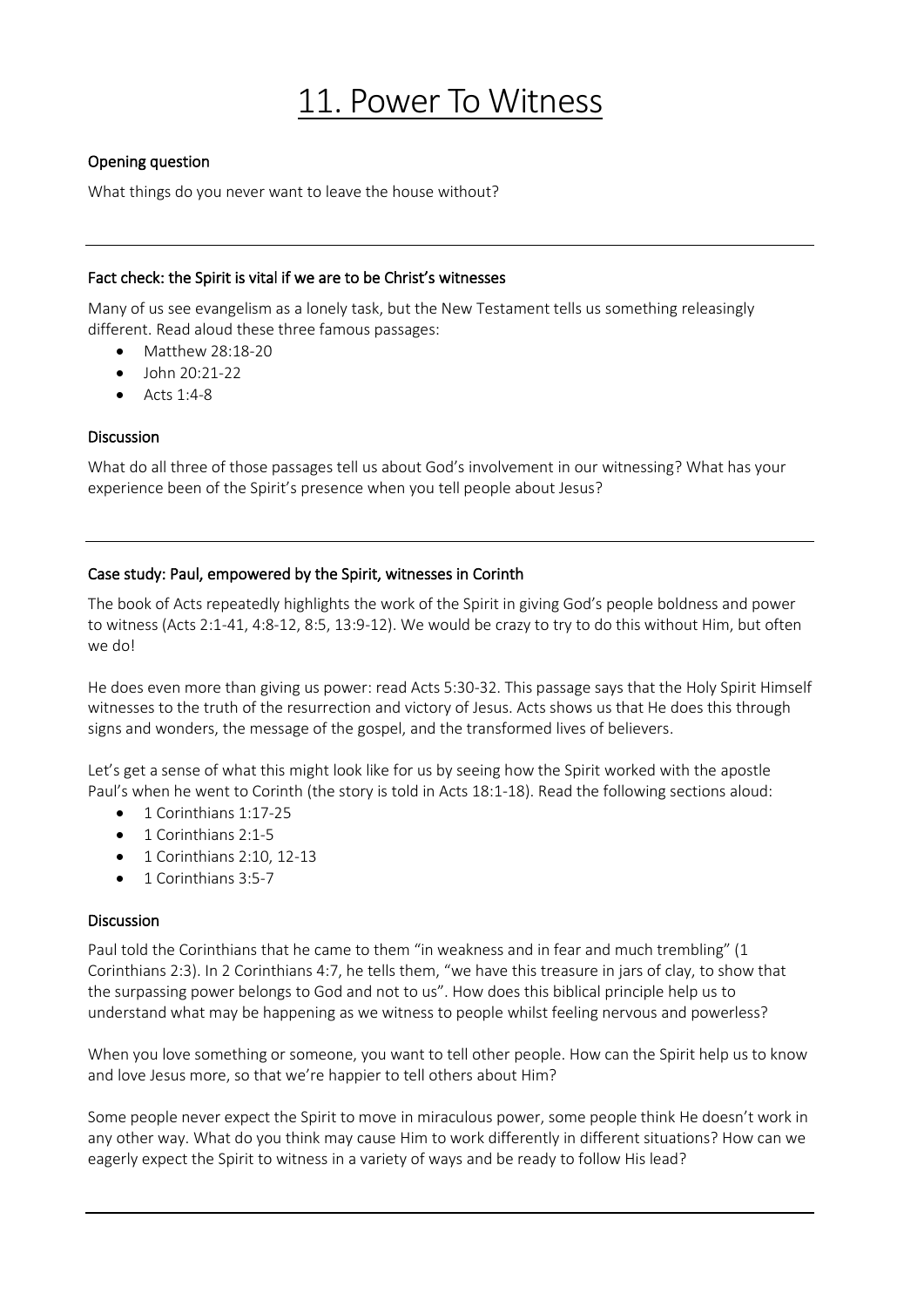# 11. Power To Witness

### Opening question

What things do you never want to leave the house without?

---

### Fact check: the Spirit is vital if we are to be Christ's witnesses

Many of us see evangelism as a lonely task, but the New Testament tells us something releasingly different. Read aloud these three famous passages:

- Matthew 28:18-20
- John 20:21-22
- Acts 1:4-8

### Discussion

What do all three of those passages tell us about God's involvement in our witnessing? What has your experience been of the Spirit's presence when you tell people about Jesus?

---

### Case study: Paul, empowered by the Spirit, witnesses in Corinth

The book of Acts repeatedly highlights the work of the Spirit in giving God's people boldness and power to witness (Acts 2:1-41, 4:8-12, 8:5, 13:9-12). We would be crazy to try to do this without Him, but often we do!

He does even more than giving us power: read Acts 5:30-32. This passage says that the Holy Spirit Himself witnesses to the truth of the resurrection and victory of Jesus. Acts shows us that He does this through signs and wonders, the message of the gospel, and the transformed lives of believers.

Let's get a sense of what this might look like for us by seeing how the Spirit worked with the apostle Paul's when he went to Corinth (the story is told in Acts 18:1-18). Read the following sections aloud:

- 1 Corinthians 1:17-25
- 1 Corinthians 2:1-5
- 1 Corinthians 2:10, 12-13
- 1 Corinthians 3:5-7

### Discussion

Paul told the Corinthians that he came to them "in weakness and in fear and much trembling" (1 Corinthians 2:3). In 2 Corinthians 4:7, he tells them, "we have this treasure in jars of clay, to show that the surpassing power belongs to God and not to us". How does this biblical principle help us to understand what may be happening as we witness to people whilst feeling nervous and powerless?

When you love something or someone, you want to tell other people. How can the Spirit help us to know and love Jesus more, so that we're happier to tell others about Him?

Some people never expect the Spirit to move in miraculous power, some people think He doesn't work in any other way. What do you think may cause Him to work differently in different situations? How can we eagerly expect the Spirit to witness in a variety of ways and be ready to follow His lead?

---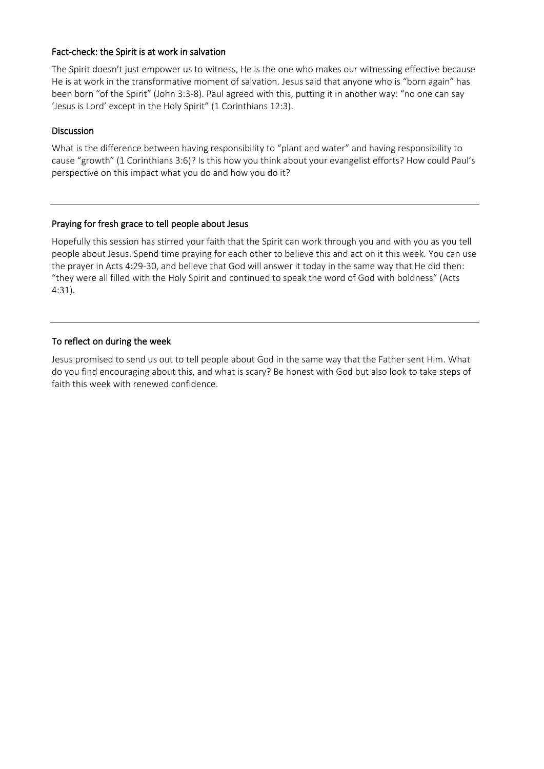### Fact-check: the Spirit is at work in salvation

The Spirit doesn't just empower us to witness, He is the one who makes our witnessing effective because He is at work in the transformative moment of salvation. Jesus said that anyone who is "born again" has been born "of the Spirit" (John 3:3-8). Paul agreed with this, putting it in another way: "no one can say 'Jesus is Lord' except in the Holy Spirit" (1 Corinthians 12:3).

### Discussion

What is the difference between having responsibility to "plant and water" and having responsibility to cause "growth" (1 Corinthians 3:6)? Is this how you think about your evangelist efforts? How could Paul's perspective on this impact what you do and how you do it?

---

### Praying for fresh grace to tell people about Jesus

Hopefully this session has stirred your faith that the Spirit can work through you and with you as you tell people about Jesus. Spend time praying for each other to believe this and act on it this week. You can use the prayer in Acts 4:29-30, and believe that God will answer it today in the same way that He did then: "they were all filled with the Holy Spirit and continued to speak the word of God with boldness" (Acts 4:31).

---

### To reflect on during the week

Jesus promised to send us out to tell people about God in the same way that the Father sent Him. What do you find encouraging about this, and what is scary? Be honest with God but also look to take steps of faith this week with renewed confidence.